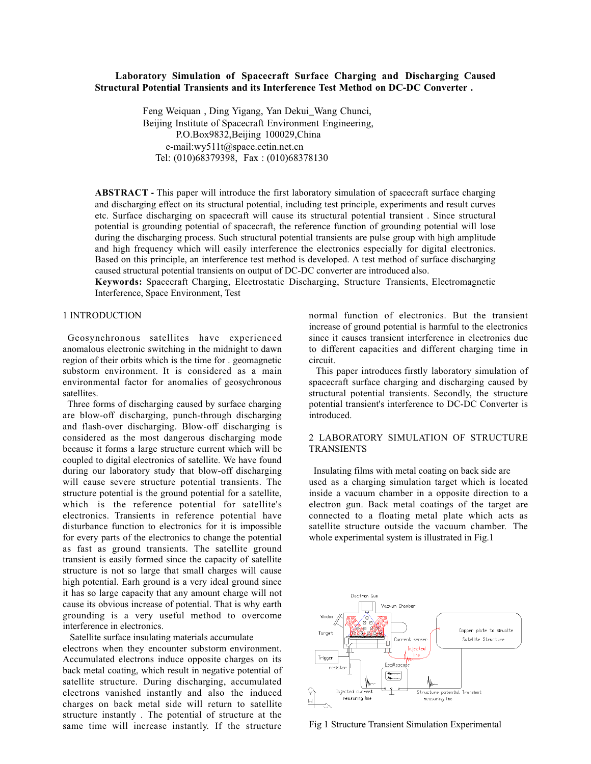**Laboratory Simulation of Spacecraft Surface Charging and Discharging Caused Structural Potential Transients and its Interference Test Method on DC-DC Converter .**

Feng Weiquan , Ding Yigang, Yan Dekui_Wang Chunci,
Beijing Institute of Spacecraft Environment Engineering,
P.O.Box9832,Beijing 100029,China
e-mail:wy511t@space.cetin.net.cn
Tel: (010)68379398, Fax : (010)68378130

**ABSTRACT -** This paper will introduce the first laboratory simulation of spacecraft surface charging and discharging effect on its structural potential, including test principle, experiments and result curves etc. Surface discharging on spacecraft will cause its structural potential transient . Since structural potential is grounding potential of spacecraft, the reference function of grounding potential will lose during the discharging process. Such structural potential transients are pulse group with high amplitude and high frequency which will easily interference the electronics especially for digital electronics. Based on this principle, an interference test method is developed. A test method of surface discharging caused structural potential transients on output of DC-DC converter are introduced also.

**Keywords:** Spacecraft Charging, Electrostatic Discharging, Structure Transients, Electromagnetic Interference, Space Environment, Test

## 1 INTRODUCTION

Geosynchronous satellites have experienced anomalous electronic switching in the midnight to dawn region of their orbits which is the time for . geomagnetic substorm environment. It is considered as a main environmental factor for anomalies of geosychronous satellites.

Three forms of discharging caused by surface charging are blow-off discharging, punch-through discharging and flash-over discharging. Blow-off discharging is considered as the most dangerous discharging mode because it forms a large structure current which will be coupled to digital electronics of satellite. We have found during our laboratory study that blow-off discharging will cause severe structure potential transients. The structure potential is the ground potential for a satellite, which is the reference potential for satellite's electronics. Transients in reference potential have disturbance function to electronics for it is impossible for every parts of the electronics to change the potential as fast as ground transients. The satellite ground transient is easily formed since the capacity of satellite structure is not so large that small charges will cause high potential. Earh ground is a very ideal ground since it has so large capacity that any amount charge will not cause its obvious increase of potential. That is why earth grounding is a very useful method to overcome interference in electronics.

Satellite surface insulating materials accumulate electrons when they encounter substorm environment. Accumulated electrons induce opposite charges on its back metal coating, which result in negative potential of satellite structure. During discharging, accumulated electrons vanished instantly and also the induced charges on back metal side will return to satellite structure instantly . The potential of structure at the same time will increase instantly. If the structure normal function of electronics. But the transient increase of ground potential is harmful to the electronics since it causes transient interference in electronics due to different capacities and different charging time in circuit.

This paper introduces firstly laboratory simulation of spacecraft surface charging and discharging caused by structural potential transients. Secondly, the structure potential transient's interference to DC-DC Converter is introduced.

## 2 LABORATORY SIMULATION OF STRUCTURE TRANSIENTS

Insulating films with metal coating on back side are used as a charging simulation target which is located inside a vacuum chamber in a opposite direction to a electron gun. Back metal coatings of the target are connected to a floating metal plate which acts as satellite structure outside the vacuum chamber. The whole experimental system is illustrated in Fig.1

Fig 1 Structure Transient Simulation Experimental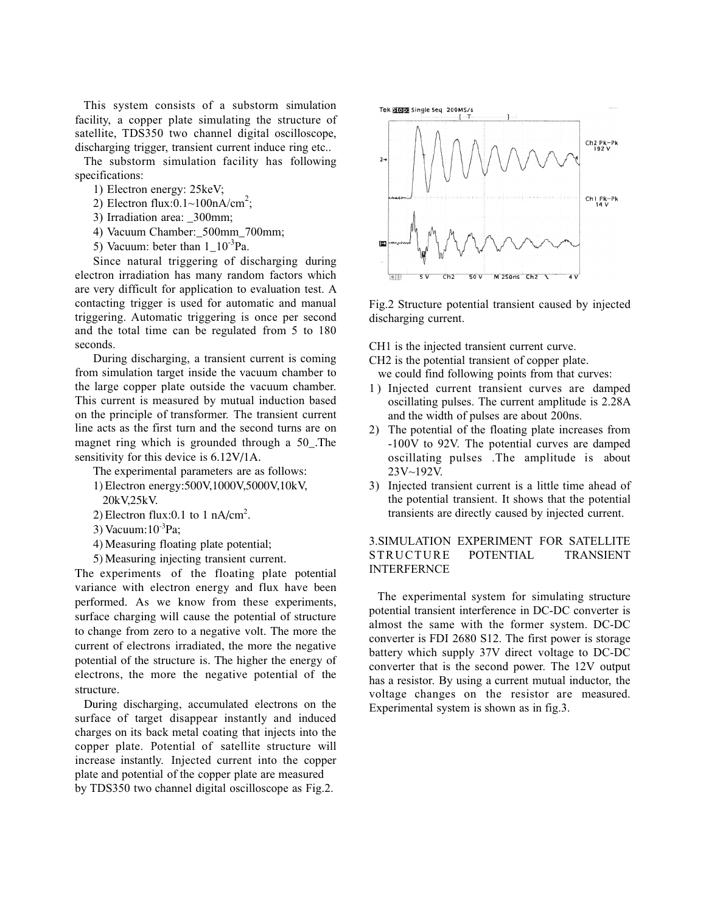This system consists of a substorm simulation facility, a copper plate simulating the structure of satellite, TDS350 two channel digital oscilloscope, discharging trigger, transient current induce ring etc..

The substorm simulation facility has following specifications:

1) Electron energy: 25keV;
2) Electron flux:0.1~100nA/cm$^2$;
3) Irradiation area: _300mm;
4) Vacuum Chamber:_500mm_700mm;
5) Vacuum: beter than 1_10$^{-3}$Pa.

Since natural triggering of discharging during electron irradiation has many random factors which are very difficult for application to evaluation test. A contacting trigger is used for automatic and manual triggering. Automatic triggering is once per second and the total time can be regulated from 5 to 180 seconds.

During discharging, a transient current is coming from simulation target inside the vacuum chamber to the large copper plate outside the vacuum chamber. This current is measured by mutual induction based on the principle of transformer. The transient current line acts as the first turn and the second turns are on magnet ring which is grounded through a 50_.The sensitivity for this device is 6.12V/1A.

The experimental parameters are as follows:

1) Electron energy:500V,1000V,5000V,10kV, 20kV,25kV.
2) Electron flux:0.1 to 1 nA/cm$^2$.
3) Vacuum:10$^{-3}$Pa;
4) Measuring floating plate potential;
5) Measuring injecting transient current.

The experiments of the floating plate potential variance with electron energy and flux have been performed. As we know from these experiments, surface charging will cause the potential of structure to change from zero to a negative volt. The more the current of electrons irradiated, the more the negative potential of the structure is. The higher the energy of electrons, the more the negative potential of the structure.

During discharging, accumulated electrons on the surface of target disappear instantly and induced charges on its back metal coating that injects into the copper plate. Potential of satellite structure will increase instantly. Injected current into the copper plate and potential of the copper plate are measured by TDS350 two channel digital oscilloscope as Fig.2.

Fig.2 Structure potential transient caused by injected discharging current.

CH1 is the injected transient current curve.
CH2 is the potential transient of copper plate.

we could find following points from that curves:

1) Injected current transient curves are damped oscillating pulses. The current amplitude is 2.28A and the width of pulses are about 200ns.
2) The potential of the floating plate increases from -100V to 92V. The potential curves are damped oscillating pulses .The amplitude is about 23V~192V.
3) Injected transient current is a little time ahead of the potential transient. It shows that the potential transients are directly caused by injected current.

## 3.SIMULATION EXPERIMENT FOR SATELLITE STRUCTURE POTENTIAL TRANSIENT INTERFERNCE

The experimental system for simulating structure potential transient interference in DC-DC converter is almost the same with the former system. DC-DC converter is FDI 2680 S12. The first power is storage battery which supply 37V direct voltage to DC-DC converter that is the second power. The 12V output has a resistor. By using a current mutual inductor, the voltage changes on the resistor are measured. Experimental system is shown as in fig.3.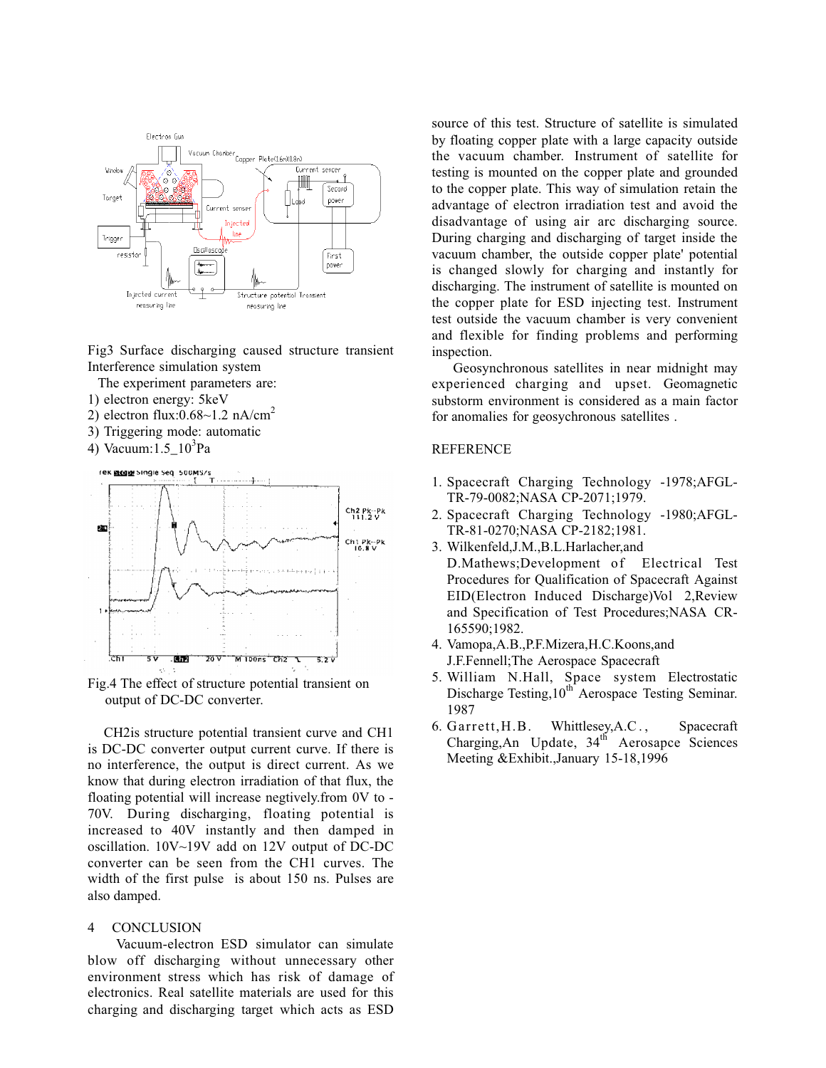Electron Gun

Vacuum Chamber

Copper Plate(1.6mX0.8m)

Window

Target

Current sencer

Load

Second power

Current senser

Injected line

Trigger

resistor

Oscilloscope

First power

Injected current measuring line

Structure potential Transient measuring line

Fig3 Surface discharging caused structure transient Interference simulation system

The experiment parameters are:

1) electron energy: 5keV
2) electron flux:0.68~1.2 nA/cm$^2$
3) Triggering mode: automatic
4) Vacuum:1.5_10$^3$Pa

Tek Stop Single Seq 500MS/s

Ch2 Pk-Pk 111.2 V

Ch1 Pk-Pk 16.8 V

Ch1 5 V Ch2 20 V M 100ns Ch2 ↘ 5.2 V

Fig.4 The effect of structure potential transient on output of DC-DC converter.

CH2is structure potential transient curve and CH1 is DC-DC converter output current curve. If there is no interference, the output is direct current. As we know that during electron irradiation of that flux, the floating potential will increase negtively.from 0V to -70V. During discharging, floating potential is increased to 40V instantly and then damped in oscillation. 10V~19V add on 12V output of DC-DC converter can be seen from the CH1 curves. The width of the first pulse is about 150 ns. Pulses are also damped.

## 4 CONCLUSION

Vacuum-electron ESD simulator can simulate blow off discharging without unnecessary other environment stress which has risk of damage of electronics. Real satellite materials are used for this charging and discharging target which acts as ESD source of this test. Structure of satellite is simulated by floating copper plate with a large capacity outside the vacuum chamber. Instrument of satellite for testing is mounted on the copper plate and grounded to the copper plate. This way of simulation retain the advantage of electron irradiation test and avoid the disadvantage of using air arc discharging source. During charging and discharging of target inside the vacuum chamber, the outside copper plate' potential is changed slowly for charging and instantly for discharging. The instrument of satellite is mounted on the copper plate for ESD injecting test. Instrument test outside the vacuum chamber is very convenient and flexible for finding problems and performing inspection.

Geosynchronous satellites in near midnight may experienced charging and upset. Geomagnetic substorm environment is considered as a main factor for anomalies for geosychronous satellites .

## REFERENCE

1. Spacecraft Charging Technology -1978;AFGL-TR-79-0082;NASA CP-2071;1979.
2. Spacecraft Charging Technology -1980;AFGL-TR-81-0270;NASA CP-2182;1981.
3. Wilkenfeld,J.M.,B.L.Harlacher,and D.Mathews;Development of Electrical Test Procedures for Qualification of Spacecraft Against EID(Electron Induced Discharge)Vol 2,Review and Specification of Test Procedures;NASA CR-165590;1982.
4. Vamopa,A.B.,P.F.Mizera,H.C.Koons,and J.F.Fennell;The Aerospace Spacecraft
5. William N.Hall, Space system Electrostatic Discharge Testing,10th Aerospace Testing Seminar. 1987
6. Garrett,H.B. Whittlesey,A.C., Spacecraft Charging,An Update, 34th Aerosapce Sciences Meeting &Exhibit.,January 15-18,1996